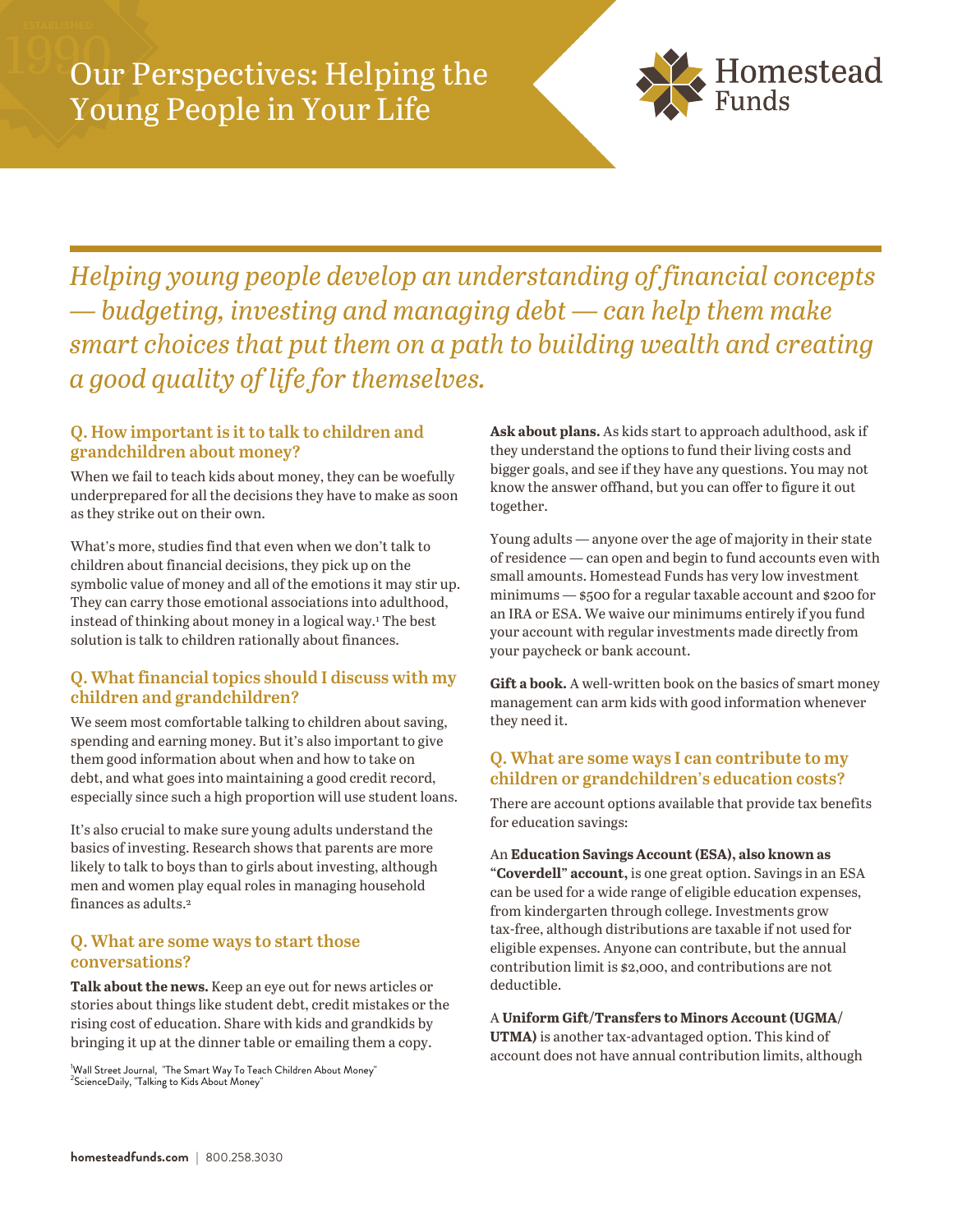# Our Perspectives: Helping the Young People in Your Life

Homestead Funds

*Helping young people develop an understanding of financial concepts — budgeting, investing and managing debt — can help them make smart choices that put them on a path to building wealth and creating a good quality of life for themselves.*

### Q. How important is it to talk to children and grandchildren about money?

When we fail to teach kids about money, they can be woefully underprepared for all the decisions they have to make as soon as they strike out on their own.

What's more, studies find that even when we don't talk to children about financial decisions, they pick up on the symbolic value of money and all of the emotions it may stir up. They can carry those emotional associations into adulthood, instead of thinking about money in a logical way.[1] The best solution is talk to children rationally about finances.

### Q. What financial topics should I discuss with my children and grandchildren?

We seem most comfortable talking to children about saving, spending and earning money. But it's also important to give them good information about when and how to take on debt, and what goes into maintaining a good credit record, especially since such a high proportion will use student loans.

It's also crucial to make sure young adults understand the basics of investing. Research shows that parents are more likely to talk to boys than to girls about investing, although men and women play equal roles in managing household finances as adults.[2]

### Q. What are some ways to start those conversations?

**Talk about the news.** Keep an eye out for news articles or stories about things like student debt, credit mistakes or the rising cost of education. Share with kids and grandkids by bringing it up at the dinner table or emailing them a copy.

[1]Wall Street Journal, "The Smart Way To Teach Children About Money"
[2]ScienceDaily, "Talking to Kids About Money"

**Ask about plans.** As kids start to approach adulthood, ask if they understand the options to fund their living costs and bigger goals, and see if they have any questions. You may not know the answer offhand, but you can offer to figure it out together.

Young adults — anyone over the age of majority in their state of residence — can open and begin to fund accounts even with small amounts. Homestead Funds has very low investment minimums — $500 for a regular taxable account and $200 for an IRA or ESA. We waive our minimums entirely if you fund your account with regular investments made directly from your paycheck or bank account.

**Gift a book.** A well-written book on the basics of smart money management can arm kids with good information whenever they need it.

### Q. What are some ways I can contribute to my children or grandchildren's education costs?

There are account options available that provide tax benefits for education savings:

An **Education Savings Account (ESA), also known as "Coverdell" account,** is one great option. Savings in an ESA can be used for a wide range of eligible education expenses, from kindergarten through college. Investments grow tax-free, although distributions are taxable if not used for eligible expenses. Anyone can contribute, but the annual contribution limit is $2,000, and contributions are not deductible.

A **Uniform Gift/Transfers to Minors Account (UGMA/UTMA)** is another tax-advantaged option. This kind of account does not have annual contribution limits, although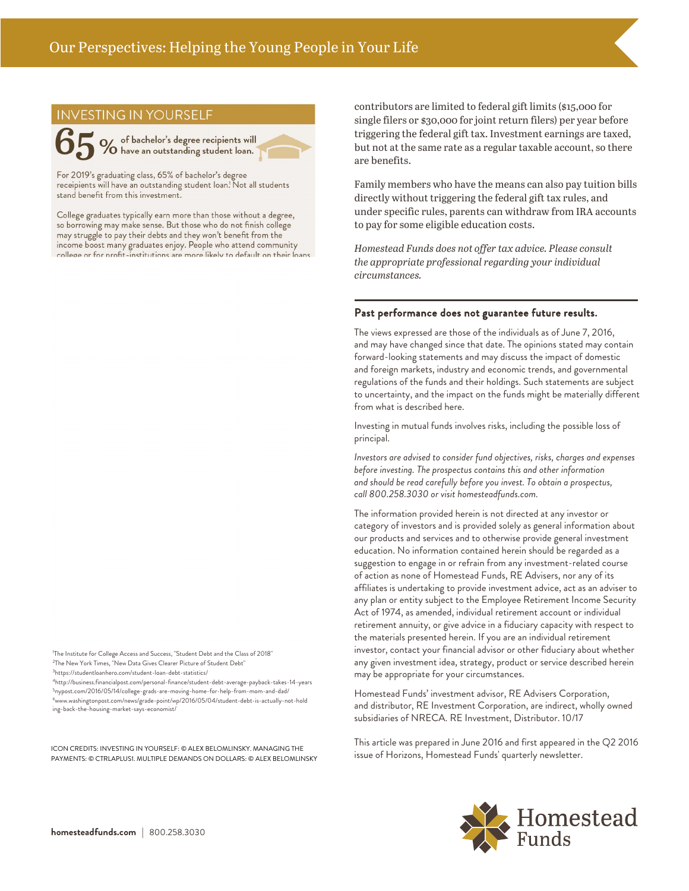## INVESTING IN YOURSELF

**65 %** of bachelor's degree recipients will have an outstanding student loan.

For 2019's graduating class, 65% of bachelor's degree receipients will have an outstanding student loan.[1] Not all students stand benefit from this investment.

College graduates typically earn more than those without a degree, so borrowing may make sense. But those who do not finish college may struggle to pay their debts and they won't benefit from the income boost many graduates enjoy. People who attend community college or for profit-institutions are more likely to default on their loans

[1]The Institute for College Access and Success, "Student Debt and the Class of 2018"
[2]The New York Times, "New Data Gives Clearer Picture of Student Debt"
[3]https://studentloanhero.com/student-loan-debt-statistics/
[4]http://business.financialpost.com/personal-finance/student-debt-average-payback-takes-14-years
[5]nypost.com/2016/05/14/college-grads-are-moving-home-for-help-from-mom-and-dad/
[6]www.washingtonpost.com/news/grade-point/wp/2016/05/04/student-debt-is-actually-not-holding-back-the-housing-market-says-economist/

ICON CREDITS: INVESTING IN YOURSELF: © ALEX BELOMLINSKY. MANAGING THE PAYMENTS: © CTRLAPLUS1. MULTIPLE DEMANDS ON DOLLARS: © ALEX BELOMLINSKY

contributors are limited to federal gift limits ($15,000 for single filers or $30,000 for joint return filers) per year before triggering the federal gift tax. Investment earnings are taxed, but not at the same rate as a regular taxable account, so there are benefits.

Family members who have the means can also pay tuition bills directly without triggering the federal gift tax rules, and under specific rules, parents can withdraw from IRA accounts to pay for some eligible education costs.

*Homestead Funds does not offer tax advice. Please consult the appropriate professional regarding your individual circumstances.*

**Past performance does not guarantee future results.**

The views expressed are those of the individuals as of June 7, 2016, and may have changed since that date. The opinions stated may contain forward-looking statements and may discuss the impact of domestic and foreign markets, industry and economic trends, and governmental regulations of the funds and their holdings. Such statements are subject to uncertainty, and the impact on the funds might be materially different from what is described here.

Investing in mutual funds involves risks, including the possible loss of principal.

*Investors are advised to consider fund objectives, risks, charges and expenses before investing. The prospectus contains this and other information and should be read carefully before you invest. To obtain a prospectus, call 800.258.3030 or visit homesteadfunds.com.*

The information provided herein is not directed at any investor or category of investors and is provided solely as general information about our products and services and to otherwise provide general investment education. No information contained herein should be regarded as a suggestion to engage in or refrain from any investment-related course of action as none of Homestead Funds, RE Advisers, nor any of its affiliates is undertaking to provide investment advice, act as an adviser to any plan or entity subject to the Employee Retirement Income Security Act of 1974, as amended, individual retirement account or individual retirement annuity, or give advice in a fiduciary capacity with respect to the materials presented herein. If you are an individual retirement investor, contact your financial advisor or other fiduciary about whether any given investment idea, strategy, product or service described herein may be appropriate for your circumstances.

Homestead Funds' investment advisor, RE Advisers Corporation, and distributor, RE Investment Corporation, are indirect, wholly owned subsidiaries of NRECA. RE Investment, Distributor. 10/17

This article was prepared in June 2016 and first appeared in the Q2 2016 issue of Horizons, Homestead Funds' quarterly newsletter.